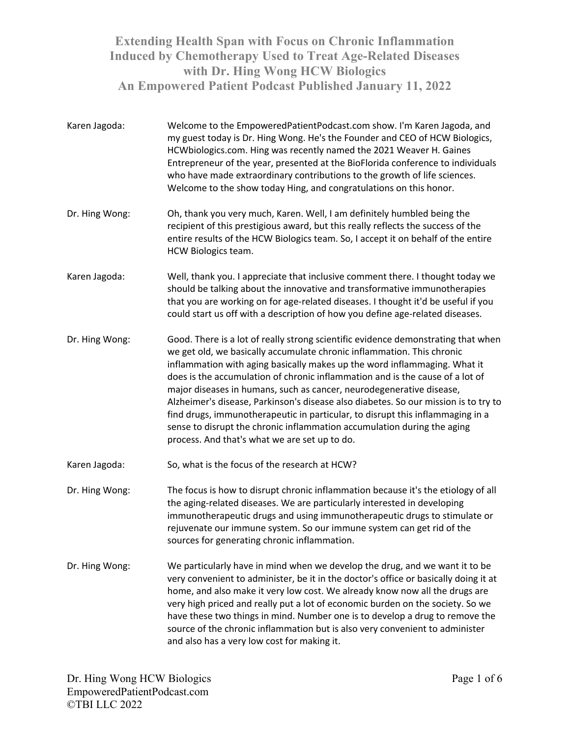# Extending Health Span with Focus on Chronic Inflammation Induced by Chemotherapy Used to Treat Age-Related Diseases with Dr. Hing Wong HCW Biologics

## An Empowered Patient Podcast Published January 11, 2022

**Karen Jagoda:** Welcome to the EmpoweredPatientPodcast.com show. I'm Karen Jagoda, and my guest today is Dr. Hing Wong. He's the Founder and CEO of HCW Biologics, HCWbiologics.com. Hing was recently named the 2021 Weaver H. Gaines Entrepreneur of the year, presented at the BioFlorida conference to individuals who have made extraordinary contributions to the growth of life sciences. Welcome to the show today Hing, and congratulations on this honor.

**Dr. Hing Wong:** Oh, thank you very much, Karen. Well, I am definitely humbled being the recipient of this prestigious award, but this really reflects the success of the entire results of the HCW Biologics team. So, I accept it on behalf of the entire HCW Biologics team.

**Karen Jagoda:** Well, thank you. I appreciate that inclusive comment there. I thought today we should be talking about the innovative and transformative immunotherapies that you are working on for age-related diseases. I thought it'd be useful if you could start us off with a description of how you define age-related diseases.

**Dr. Hing Wong:** Good. There is a lot of really strong scientific evidence demonstrating that when we get old, we basically accumulate chronic inflammation. This chronic inflammation with aging basically makes up the word inflammaging. What it does is the accumulation of chronic inflammation and is the cause of a lot of major diseases in humans, such as cancer, neurodegenerative disease, Alzheimer's disease, Parkinson's disease also diabetes. So our mission is to try to find drugs, immunotherapeutic in particular, to disrupt this inflammaging in a sense to disrupt the chronic inflammation accumulation during the aging process. And that's what we are set up to do.

**Karen Jagoda:** So, what is the focus of the research at HCW?

**Dr. Hing Wong:** The focus is how to disrupt chronic inflammation because it's the etiology of all the aging-related diseases. We are particularly interested in developing immunotherapeutic drugs and using immunotherapeutic drugs to stimulate or rejuvenate our immune system. So our immune system can get rid of the sources for generating chronic inflammation.

**Dr. Hing Wong:** We particularly have in mind when we develop the drug, and we want it to be very convenient to administer, be it in the doctor's office or basically doing it at home, and also make it very low cost. We already know now all the drugs are very high priced and really put a lot of economic burden on the society. So we have these two things in mind. Number one is to develop a drug to remove the source of the chronic inflammation but is also very convenient to administer and also has a very low cost for making it.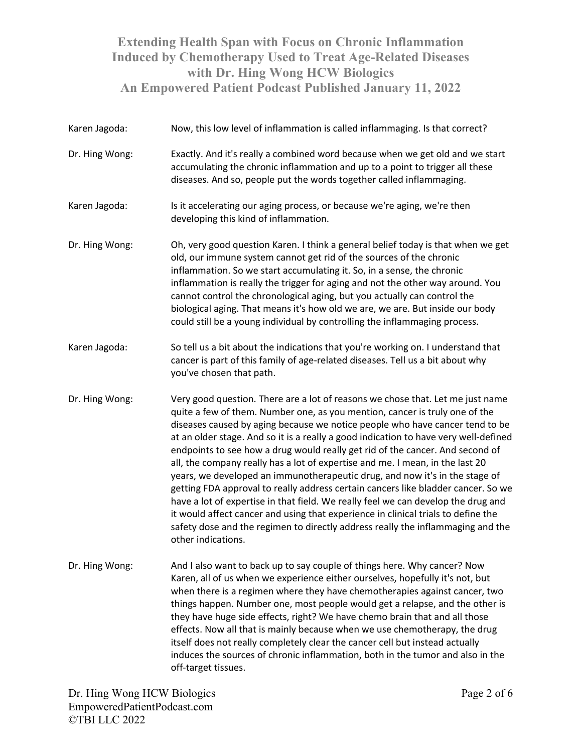Karen Jagoda: Now, this low level of inflammation is called inflammaging. Is that correct?

Dr. Hing Wong: Exactly. And it's really a combined word because when we get old and we start accumulating the chronic inflammation and up to a point to trigger all these diseases. And so, people put the words together called inflammaging.

Karen Jagoda: Is it accelerating our aging process, or because we're aging, we're then developing this kind of inflammation.

Dr. Hing Wong: Oh, very good question Karen. I think a general belief today is that when we get old, our immune system cannot get rid of the sources of the chronic inflammation. So we start accumulating it. So, in a sense, the chronic inflammation is really the trigger for aging and not the other way around. You cannot control the chronological aging, but you actually can control the biological aging. That means it's how old we are, we are. But inside our body could still be a young individual by controlling the inflammaging process.

Karen Jagoda: So tell us a bit about the indications that you're working on. I understand that cancer is part of this family of age-related diseases. Tell us a bit about why you've chosen that path.

Dr. Hing Wong: Very good question. There are a lot of reasons we chose that. Let me just name quite a few of them. Number one, as you mention, cancer is truly one of the diseases caused by aging because we notice people who have cancer tend to be at an older stage. And so it is a really a good indication to have very well-defined endpoints to see how a drug would really get rid of the cancer. And second of all, the company really has a lot of expertise and me. I mean, in the last 20 years, we developed an immunotherapeutic drug, and now it's in the stage of getting FDA approval to really address certain cancers like bladder cancer. So we have a lot of expertise in that field. We really feel we can develop the drug and it would affect cancer and using that experience in clinical trials to define the safety dose and the regimen to directly address really the inflammaging and the other indications.

Dr. Hing Wong: And I also want to back up to say couple of things here. Why cancer? Now Karen, all of us when we experience either ourselves, hopefully it's not, but when there is a regimen where they have chemotherapies against cancer, two things happen. Number one, most people would get a relapse, and the other is they have huge side effects, right? We have chemo brain that and all those effects. Now all that is mainly because when we use chemotherapy, the drug itself does not really completely clear the cancer cell but instead actually induces the sources of chronic inflammation, both in the tumor and also in the off-target tissues.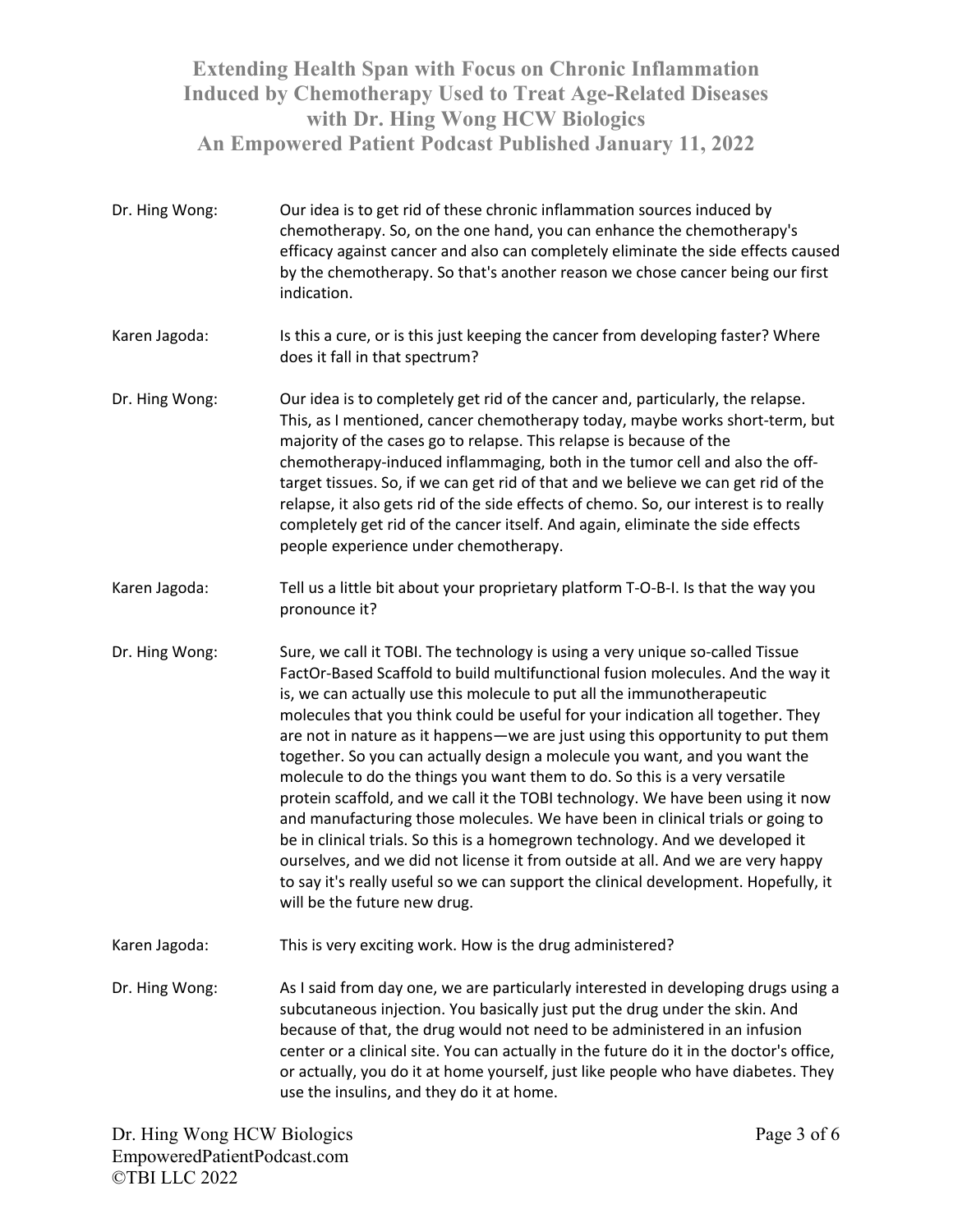Dr. Hing Wong: Our idea is to get rid of these chronic inflammation sources induced by chemotherapy. So, on the one hand, you can enhance the chemotherapy's efficacy against cancer and also can completely eliminate the side effects caused by the chemotherapy. So that's another reason we chose cancer being our first indication.

Karen Jagoda: Is this a cure, or is this just keeping the cancer from developing faster? Where does it fall in that spectrum?

Dr. Hing Wong: Our idea is to completely get rid of the cancer and, particularly, the relapse. This, as I mentioned, cancer chemotherapy today, maybe works short-term, but majority of the cases go to relapse. This relapse is because of the chemotherapy-induced inflammaging, both in the tumor cell and also the off-target tissues. So, if we can get rid of that and we believe we can get rid of the relapse, it also gets rid of the side effects of chemo. So, our interest is to really completely get rid of the cancer itself. And again, eliminate the side effects people experience under chemotherapy.

Karen Jagoda: Tell us a little bit about your proprietary platform T-O-B-I. Is that the way you pronounce it?

Dr. Hing Wong: Sure, we call it TOBI. The technology is using a very unique so-called Tissue FactOr-Based Scaffold to build multifunctional fusion molecules. And the way it is, we can actually use this molecule to put all the immunotherapeutic molecules that you think could be useful for your indication all together. They are not in nature as it happens—we are just using this opportunity to put them together. So you can actually design a molecule you want, and you want the molecule to do the things you want them to do. So this is a very versatile protein scaffold, and we call it the TOBI technology. We have been using it now and manufacturing those molecules. We have been in clinical trials or going to be in clinical trials. So this is a homegrown technology. And we developed it ourselves, and we did not license it from outside at all. And we are very happy to say it's really useful so we can support the clinical development. Hopefully, it will be the future new drug.

Karen Jagoda: This is very exciting work. How is the drug administered?

Dr. Hing Wong: As I said from day one, we are particularly interested in developing drugs using a subcutaneous injection. You basically just put the drug under the skin. And because of that, the drug would not need to be administered in an infusion center or a clinical site. You can actually in the future do it in the doctor's office, or actually, you do it at home yourself, just like people who have diabetes. They use the insulins, and they do it at home.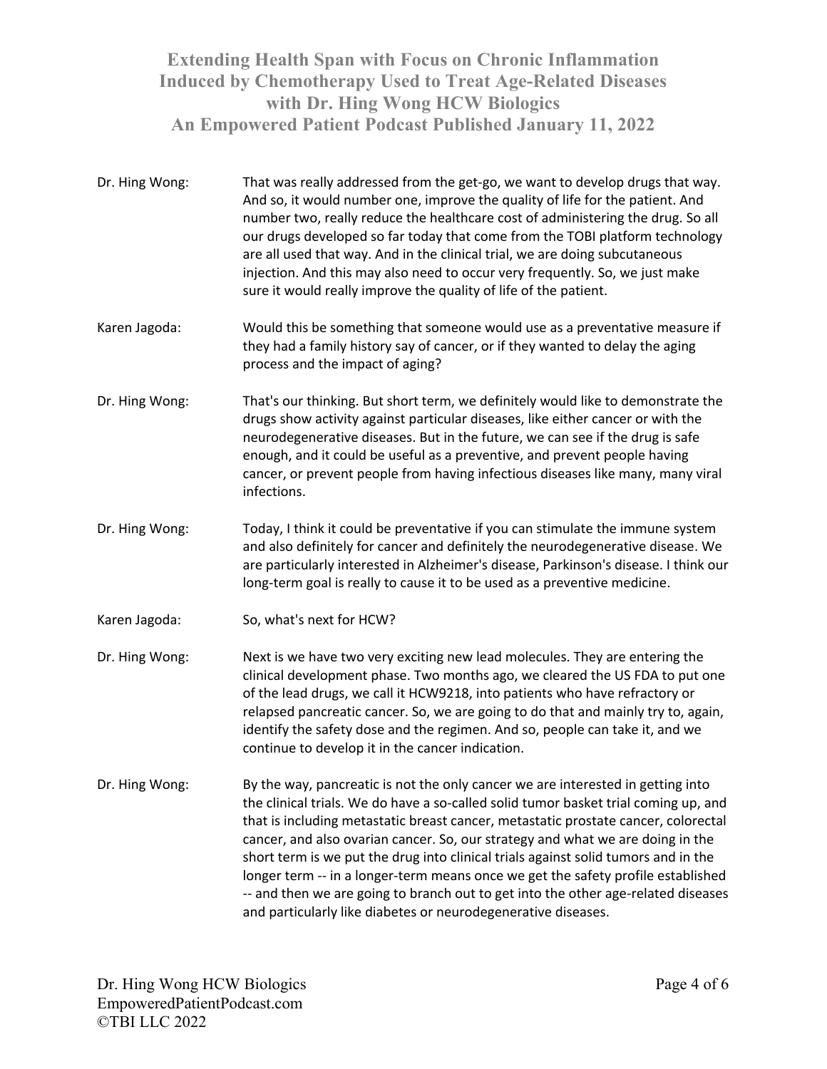Dr. Hing Wong: That was really addressed from the get-go, we want to develop drugs that way. And so, it would number one, improve the quality of life for the patient. And number two, really reduce the healthcare cost of administering the drug. So all our drugs developed so far today that come from the TOBI platform technology are all used that way. And in the clinical trial, we are doing subcutaneous injection. And this may also need to occur very frequently. So, we just make sure it would really improve the quality of life of the patient.

Karen Jagoda: Would this be something that someone would use as a preventative measure if they had a family history say of cancer, or if they wanted to delay the aging process and the impact of aging?

Dr. Hing Wong: That's our thinking. But short term, we definitely would like to demonstrate the drugs show activity against particular diseases, like either cancer or with the neurodegenerative diseases. But in the future, we can see if the drug is safe enough, and it could be useful as a preventive, and prevent people having cancer, or prevent people from having infectious diseases like many, many viral infections.

Dr. Hing Wong: Today, I think it could be preventative if you can stimulate the immune system and also definitely for cancer and definitely the neurodegenerative disease. We are particularly interested in Alzheimer's disease, Parkinson's disease. I think our long-term goal is really to cause it to be used as a preventive medicine.

Karen Jagoda: So, what's next for HCW?

Dr. Hing Wong: Next is we have two very exciting new lead molecules. They are entering the clinical development phase. Two months ago, we cleared the US FDA to put one of the lead drugs, we call it HCW9218, into patients who have refractory or relapsed pancreatic cancer. So, we are going to do that and mainly try to, again, identify the safety dose and the regimen. And so, people can take it, and we continue to develop it in the cancer indication.

Dr. Hing Wong: By the way, pancreatic is not the only cancer we are interested in getting into the clinical trials. We do have a so-called solid tumor basket trial coming up, and that is including metastatic breast cancer, metastatic prostate cancer, colorectal cancer, and also ovarian cancer. So, our strategy and what we are doing in the short term is we put the drug into clinical trials against solid tumors and in the longer term -- in a longer-term means once we get the safety profile established -- and then we are going to branch out to get into the other age-related diseases and particularly like diabetes or neurodegenerative diseases.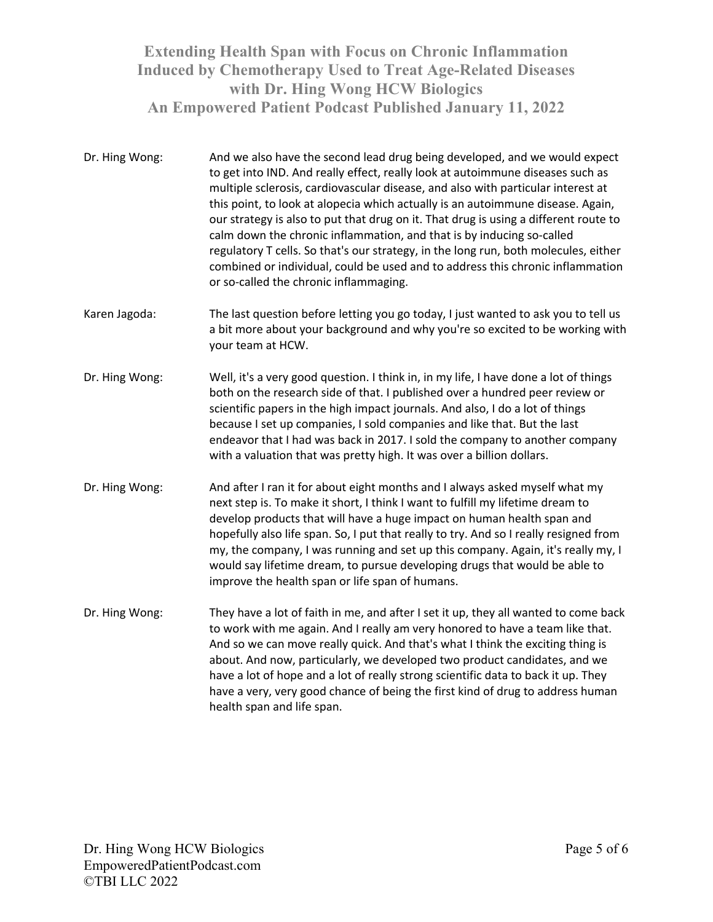Dr. Hing Wong: And we also have the second lead drug being developed, and we would expect to get into IND. And really effect, really look at autoimmune diseases such as multiple sclerosis, cardiovascular disease, and also with particular interest at this point, to look at alopecia which actually is an autoimmune disease. Again, our strategy is also to put that drug on it. That drug is using a different route to calm down the chronic inflammation, and that is by inducing so-called regulatory T cells. So that's our strategy, in the long run, both molecules, either combined or individual, could be used and to address this chronic inflammation or so-called the chronic inflammaging.

Karen Jagoda: The last question before letting you go today, I just wanted to ask you to tell us a bit more about your background and why you're so excited to be working with your team at HCW.

Dr. Hing Wong: Well, it's a very good question. I think in, in my life, I have done a lot of things both on the research side of that. I published over a hundred peer review or scientific papers in the high impact journals. And also, I do a lot of things because I set up companies, I sold companies and like that. But the last endeavor that I had was back in 2017. I sold the company to another company with a valuation that was pretty high. It was over a billion dollars.

Dr. Hing Wong: And after I ran it for about eight months and I always asked myself what my next step is. To make it short, I think I want to fulfill my lifetime dream to develop products that will have a huge impact on human health span and hopefully also life span. So, I put that really to try. And so I really resigned from my, the company, I was running and set up this company. Again, it's really my, I would say lifetime dream, to pursue developing drugs that would be able to improve the health span or life span of humans.

Dr. Hing Wong: They have a lot of faith in me, and after I set it up, they all wanted to come back to work with me again. And I really am very honored to have a team like that. And so we can move really quick. And that's what I think the exciting thing is about. And now, particularly, we developed two product candidates, and we have a lot of hope and a lot of really strong scientific data to back it up. They have a very, very good chance of being the first kind of drug to address human health span and life span.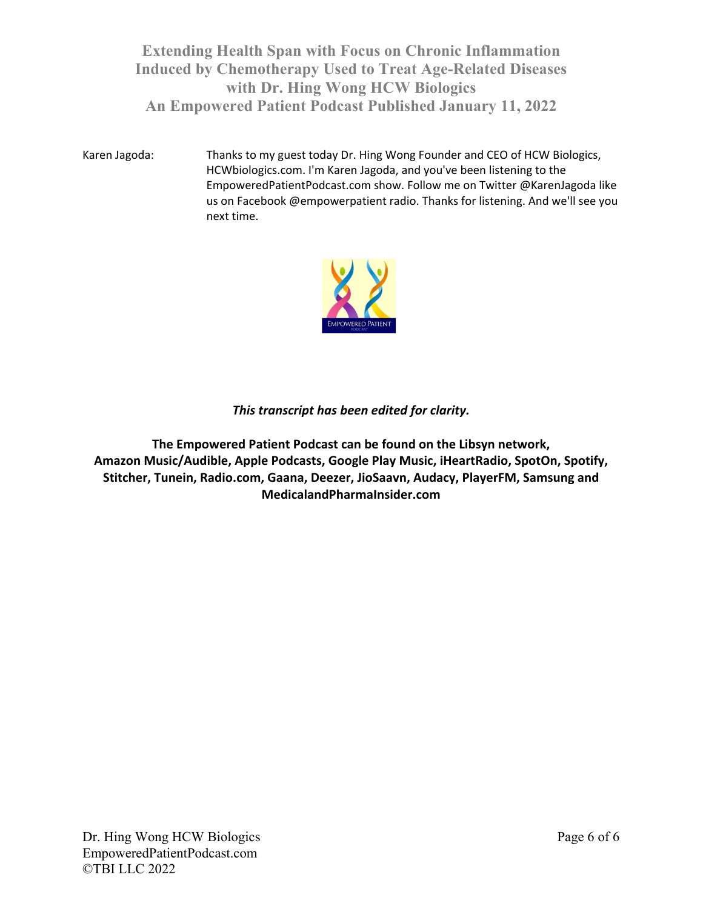Karen Jagoda: Thanks to my guest today Dr. Hing Wong Founder and CEO of HCW Biologics, HCWbiologics.com. I'm Karen Jagoda, and you've been listening to the EmpoweredPatientPodcast.com show. Follow me on Twitter @KarenJagoda like us on Facebook @empowerpatient radio. Thanks for listening. And we'll see you next time.

***This transcript has been edited for clarity.***

**The Empowered Patient Podcast can be found on the Libsyn network, Amazon Music/Audible, Apple Podcasts, Google Play Music, iHeartRadio, SpotOn, Spotify, Stitcher, Tunein, Radio.com, Gaana, Deezer, JioSaavn, Audacy, PlayerFM, Samsung and MedicalandPharmaInsider.com**